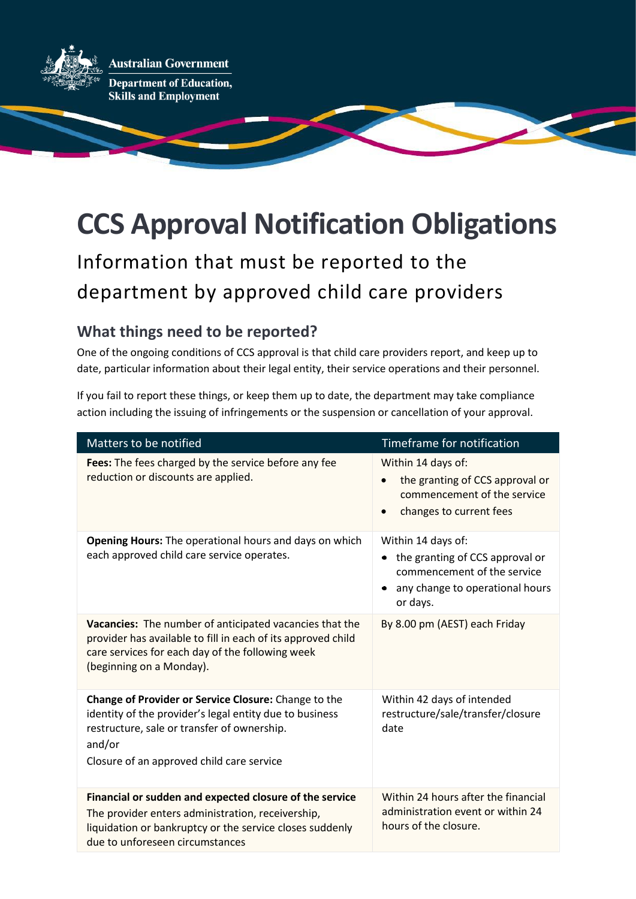Australian Government

Department of Education, Skills and Employment

# CCS Approval Notification Obligations

## Information that must be reported to the department by approved child care providers

### What things need to be reported?

One of the ongoing conditions of CCS approval is that child care providers report, and keep up to date, particular information about their legal entity, their service operations and their personnel.

If you fail to report these things, or keep them up to date, the department may take compliance action including the issuing of infringements or the suspension or cancellation of your approval.

| Matters to be notified | Timeframe for notification |
| --- | --- |
| **Fees:** The fees charged by the service before any fee reduction or discounts are applied. | Within 14 days of:<br>• the granting of CCS approval or commencement of the service<br>• changes to current fees |
| **Opening Hours:** The operational hours and days on which each approved child care service operates. | Within 14 days of:<br>• the granting of CCS approval or commencement of the service<br>• any change to operational hours or days. |
| **Vacancies:** The number of anticipated vacancies that the provider has available to fill in each of its approved child care services for each day of the following week (beginning on a Monday). | By 8.00 pm (AEST) each Friday |
| **Change of Provider or Service Closure:** Change to the identity of the provider's legal entity due to business restructure, sale or transfer of ownership.<br>and/or<br>Closure of an approved child care service | Within 42 days of intended restructure/sale/transfer/closure date |
| **Financial or sudden and expected closure of the service**<br>The provider enters administration, receivership, liquidation or bankruptcy or the service closes suddenly due to unforeseen circumstances | Within 24 hours after the financial administration event or within 24 hours of the closure. |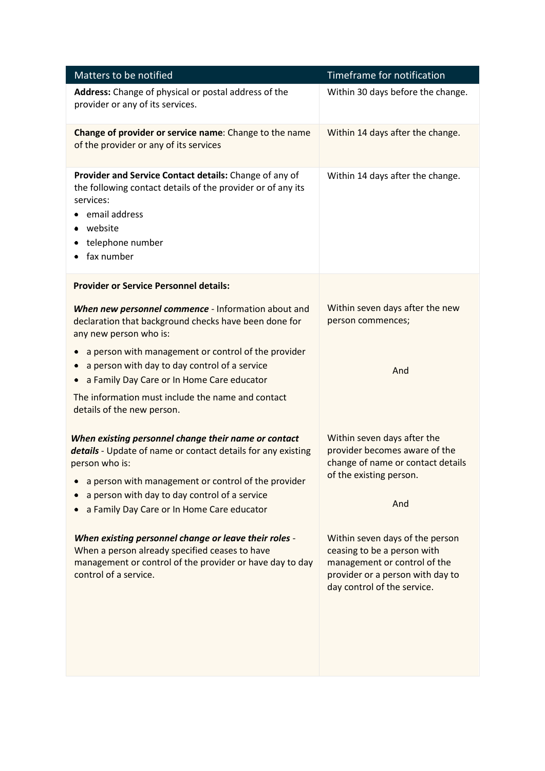| Matters to be notified | Timeframe for notification |
|---|---|
| **Address:** Change of physical or postal address of the provider or any of its services. | Within 30 days before the change. |
| **Change of provider or service name**: Change to the name of the provider or any of its services | Within 14 days after the change. |
| **Provider and Service Contact details:** Change of any of the following contact details of the provider or of any its services:<br>• email address<br>• website<br>• telephone number<br>• fax number | Within 14 days after the change. |
| **Provider or Service Personnel details:**<br><br>***When new personnel commence*** - Information about and declaration that background checks have been done for any new person who is:<br>• a person with management or control of the provider<br>• a person with day to day control of a service<br>• a Family Day Care or In Home Care educator<br><br>The information must include the name and contact details of the new person.<br><br>***When existing personnel change their name or contact details*** - Update of name or contact details for any existing person who is:<br>• a person with management or control of the provider<br>• a person with day to day control of a service<br>• a Family Day Care or In Home Care educator<br><br>***When existing personnel change or leave their roles*** - When a person already specified ceases to have management or control of the provider or have day to day control of a service. | Within seven days after the new person commences;<br><br>And<br><br>Within seven days after the provider becomes aware of the change of name or contact details of the existing person.<br><br>And<br><br>Within seven days of the person ceasing to be a person with management or control of the provider or a person with day to day control of the service. |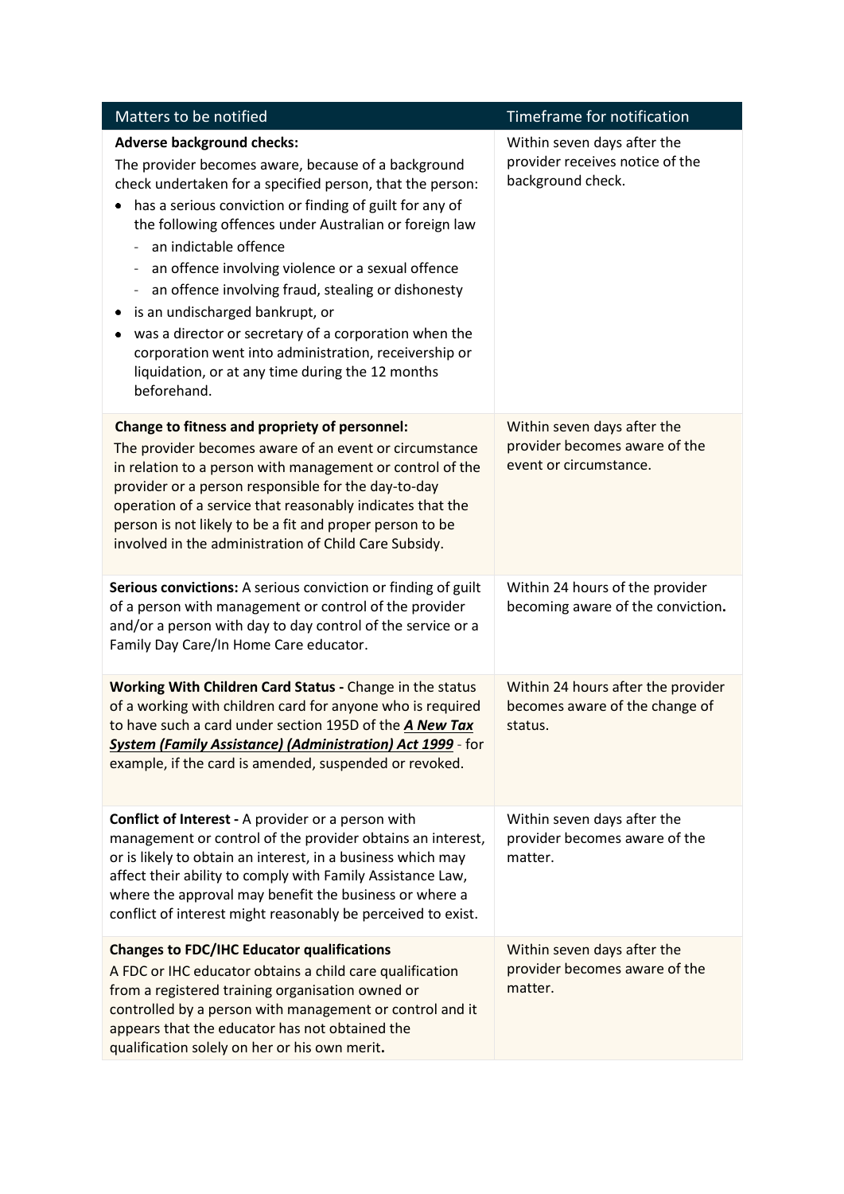| Matters to be notified | Timeframe for notification |
| --- | --- |
| **Adverse background checks:**<br>The provider becomes aware, because of a background check undertaken for a specified person, that the person:<br>• has a serious conviction or finding of guilt for any of the following offences under Australian or foreign law<br>  - an indictable offence<br>  - an offence involving violence or a sexual offence<br>  - an offence involving fraud, stealing or dishonesty<br>• is an undischarged bankrupt, or<br>• was a director or secretary of a corporation when the corporation went into administration, receivership or liquidation, or at any time during the 12 months beforehand. | Within seven days after the provider receives notice of the background check. |
| **Change to fitness and propriety of personnel:**<br>The provider becomes aware of an event or circumstance in relation to a person with management or control of the provider or a person responsible for the day-to-day operation of a service that reasonably indicates that the person is not likely to be a fit and proper person to be involved in the administration of Child Care Subsidy. | Within seven days after the provider becomes aware of the event or circumstance. |
| **Serious convictions:** A serious conviction or finding of guilt of a person with management or control of the provider and/or a person with day to day control of the service or a Family Day Care/In Home Care educator. | Within 24 hours of the provider becoming aware of the conviction**.** |
| **Working With Children Card Status -** Change in the status of a working with children card for anyone who is required to have such a card under section 195D of the ***A New Tax System (Family Assistance) (Administration) Act 1999*** - for example, if the card is amended, suspended or revoked. | Within 24 hours after the provider becomes aware of the change of status. |
| **Conflict of Interest -** A provider or a person with management or control of the provider obtains an interest, or is likely to obtain an interest, in a business which may affect their ability to comply with Family Assistance Law, where the approval may benefit the business or where a conflict of interest might reasonably be perceived to exist. | Within seven days after the provider becomes aware of the matter. |
| **Changes to FDC/IHC Educator qualifications**<br>A FDC or IHC educator obtains a child care qualification from a registered training organisation owned or controlled by a person with management or control and it appears that the educator has not obtained the qualification solely on her or his own merit**.** | Within seven days after the provider becomes aware of the matter. |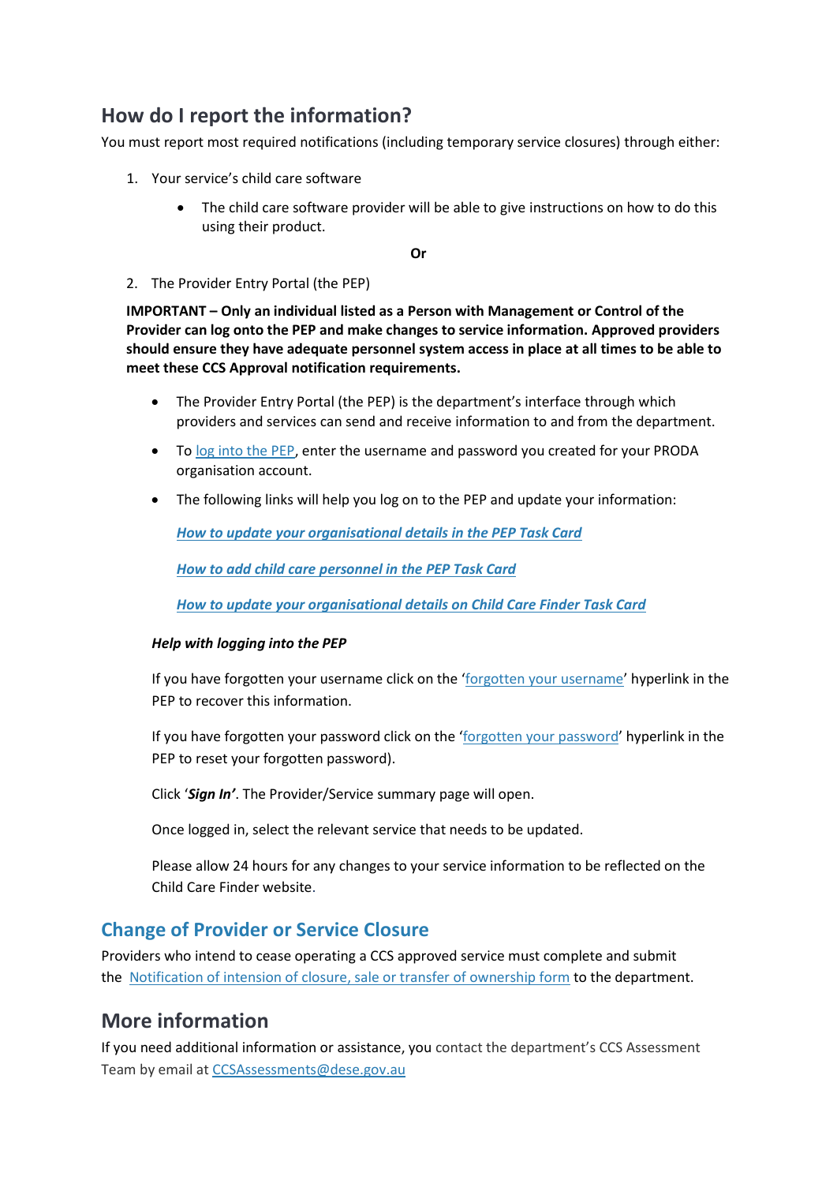## How do I report the information?

You must report most required notifications (including temporary service closures) through either:

1. Your service's child care software
   - The child care software provider will be able to give instructions on how to do this using their product.

**Or**

2. The Provider Entry Portal (the PEP)

**IMPORTANT – Only an individual listed as a Person with Management or Control of the Provider can log onto the PEP and make changes to service information. Approved providers should ensure they have adequate personnel system access in place at all times to be able to meet these CCS Approval notification requirements.**

- The Provider Entry Portal (the PEP) is the department's interface through which providers and services can send and receive information to and from the department.
- To log into the PEP, enter the username and password you created for your PRODA organisation account.
- The following links will help you log on to the PEP and update your information:

  ***How to update your organisational details in the PEP Task Card***

  ***How to add child care personnel in the PEP Task Card***

  ***How to update your organisational details on Child Care Finder Task Card***

***Help with logging into the PEP***

If you have forgotten your username click on the 'forgotten your username' hyperlink in the PEP to recover this information.

If you have forgotten your password click on the 'forgotten your password' hyperlink in the PEP to reset your forgotten password).

Click '***Sign In'***. The Provider/Service summary page will open.

Once logged in, select the relevant service that needs to be updated.

Please allow 24 hours for any changes to your service information to be reflected on the Child Care Finder website.

## Change of Provider or Service Closure

Providers who intend to cease operating a CCS approved service must complete and submit the Notification of intension of closure, sale or transfer of ownership form to the department.

## More information

If you need additional information or assistance, you contact the department's CCS Assessment Team by email at CCSAssessments@dese.gov.au